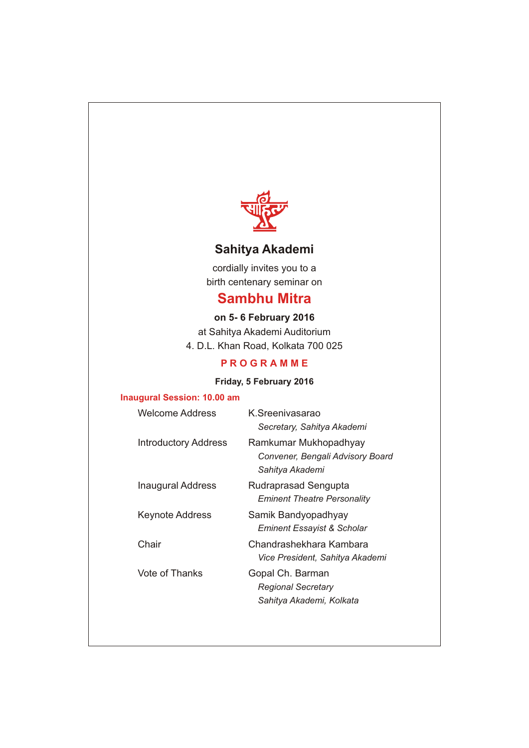# Sahitya Akademi

cordially invites you to a
birth centenary seminar on

## Sambhu Mitra

**on 5- 6 February 2016**

at Sahitya Akademi Auditorium
4. D.L. Khan Road, Kolkata 700 025

## PROGRAMME

**Friday, 5 February 2016**

### Inaugural Session: 10.00 am

| | |
|---|---|
| Welcome Address | K.Sreenivasarao<br>*Secretary, Sahitya Akademi* |
| Introductory Address | Ramkumar Mukhopadhyay<br>*Convener, Bengali Advisory Board*<br>*Sahitya Akademi* |
| Inaugural Address | Rudraprasad Sengupta<br>*Eminent Theatre Personality* |
| Keynote Address | Samik Bandyopadhyay<br>*Eminent Essayist & Scholar* |
| Chair | Chandrashekhara Kambara<br>*Vice President, Sahitya Akademi* |
| Vote of Thanks | Gopal Ch. Barman<br>*Regional Secretary*<br>*Sahitya Akademi, Kolkata* |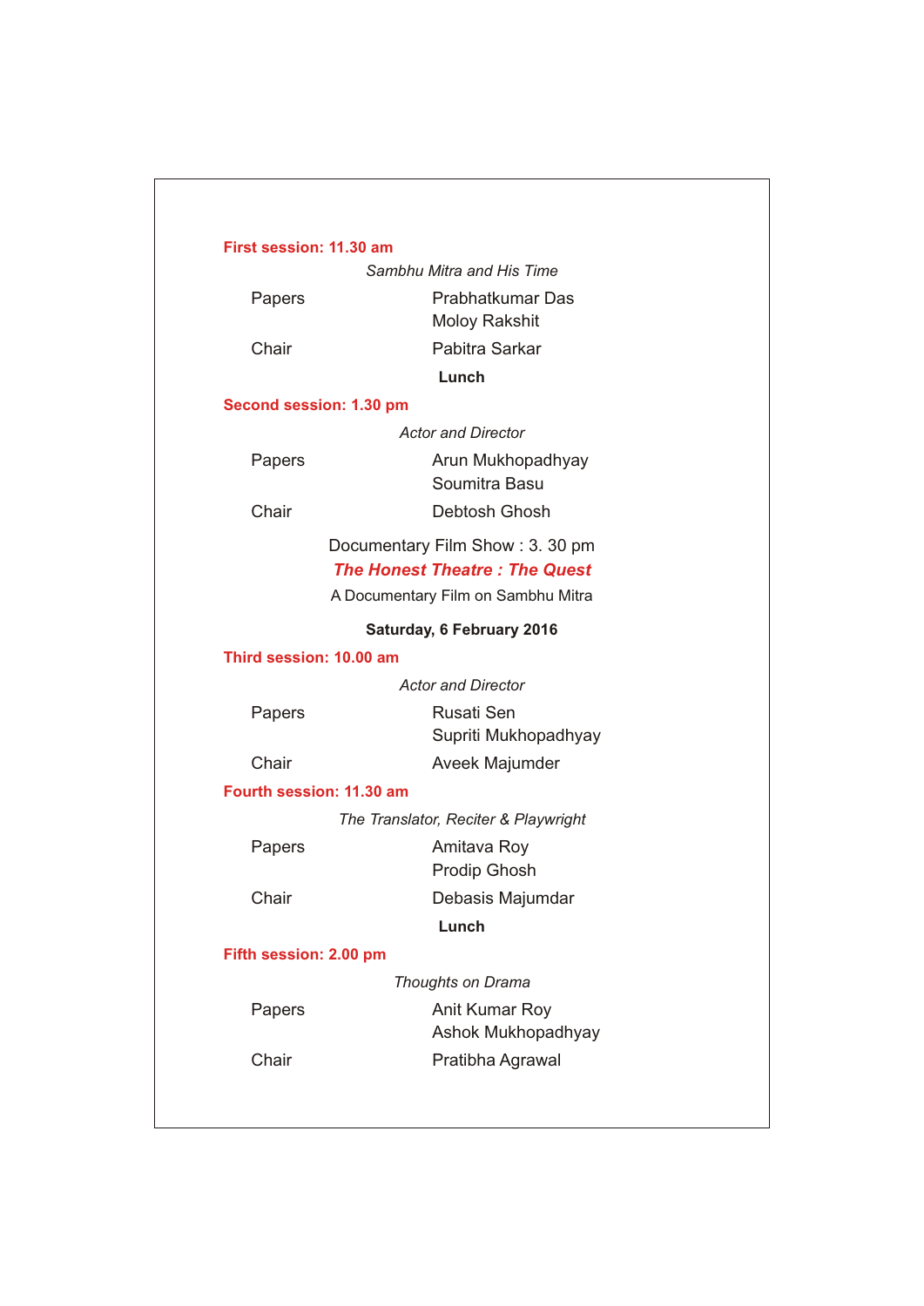**First session: 11.30 am**

*Sambhu Mitra and His Time*

| | |
|---|---|
| Papers | Prabhatkumar Das<br>Moloy Rakshit |
| Chair | Pabitra Sarkar |

**Lunch**

**Second session: 1.30 pm**

*Actor and Director*

| | |
|---|---|
| Papers | Arun Mukhopadhyay<br>Soumitra Basu |
| Chair | Debtosh Ghosh |

Documentary Film Show : 3. 30 pm

***The Honest Theatre : The Quest***

A Documentary Film on Sambhu Mitra

**Saturday, 6 February 2016**

**Third session: 10.00 am**

*Actor and Director*

| | |
|---|---|
| Papers | Rusati Sen<br>Supriti Mukhopadhyay |
| Chair | Aveek Majumder |

**Fourth session: 11.30 am**

*The Translator, Reciter & Playwright*

| | |
|---|---|
| Papers | Amitava Roy<br>Prodip Ghosh |
| Chair | Debasis Majumdar |

**Lunch**

**Fifth session: 2.00 pm**

*Thoughts on Drama*

| | |
|---|---|
| Papers | Anit Kumar Roy<br>Ashok Mukhopadhyay |
| Chair | Pratibha Agrawal |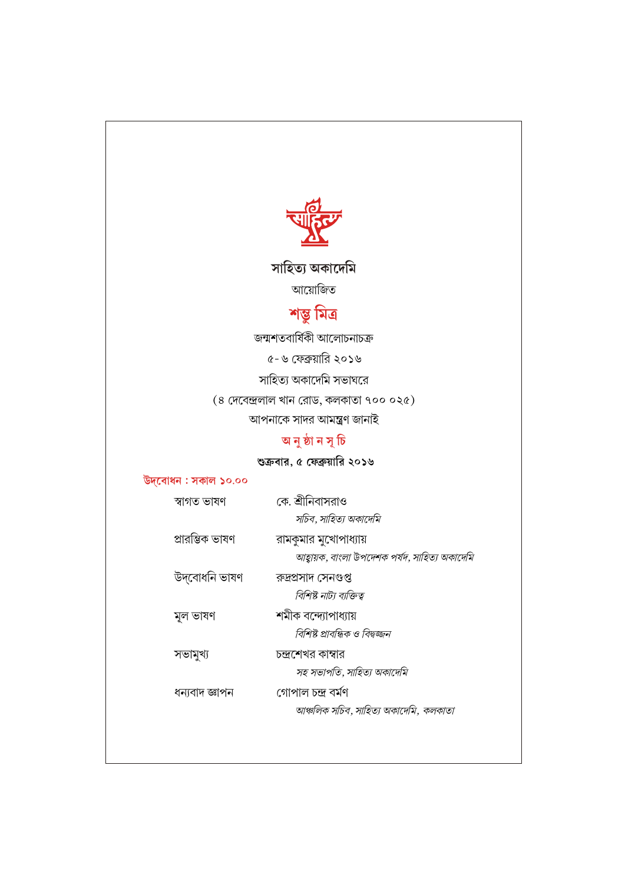সাহিত্য অকাদেমি

আয়োজিত

# শম্ভু মিত্র

জন্মশতবার্ষিকী আলোচনাচক্র

৫-৬ ফেব্রুয়ারি ২০১৬

সাহিত্য অকাদেমি সভাঘরে

(৪ দেবেন্দ্রলাল খান রোড, কলকাতা ৭০০ ০২৫)

আপনাকে সাদর আমন্ত্রণ জানাই

## অ নু ষ্ঠা ন সূ চি

**শুক্রবার, ৫ ফেব্রুয়ারি ২০১৬**

**উদ্‌বোধন : সকাল ১০.০০**

| | |
|---|---|
| স্বাগত ভাষণ | কে. শ্রীনিবাসরাও<br>*সচিব, সাহিত্য অকাদেমি* |
| প্রারম্ভিক ভাষণ | রামকুমার মুখোপাধ্যায়<br>*আহ্বায়ক, বাংলা উপদেশক পর্ষদ, সাহিত্য অকাদেমি* |
| উদ্‌বোধনি ভাষণ | রুদ্রপ্রসাদ সেনগুপ্ত<br>*বিশিষ্ট নাট্য ব্যক্তিত্ব* |
| মূল ভাষণ | শমীক বন্দ্যোপাধ্যায়<br>*বিশিষ্ট প্রাবন্ধিক ও বিদ্বজ্জন* |
| সভামুখ্য | চন্দ্রশেখর কাম্বার<br>*সহ সভাপতি, সাহিত্য অকাদেমি* |
| ধন্যবাদ জ্ঞাপন | গোপাল চন্দ্র বর্মণ<br>*আঞ্চলিক সচিব, সাহিত্য অকাদেমি, কলকাতা* |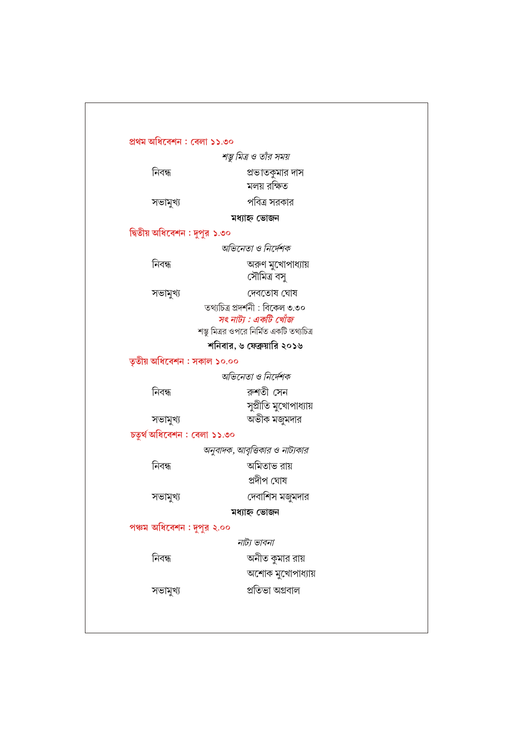**প্রথম অধিবেশন : বেলা ১১.৩০**

*শম্ভু মিত্র ও তাঁর সময়*

| | |
|---|---|
| নিবন্ধ | প্রভাতকুমার দাস |
| | মলয় রক্ষিত |
| সভামুখ্য | পবিত্র সরকার |

**মধ্যাহ্ন ভোজন**

**দ্বিতীয় অধিবেশন : দুপুর ১.৩০**

*অভিনেতা ও নির্দেশক*

| | |
|---|---|
| নিবন্ধ | অরুণ মুখোপাধ্যায় |
| | সৌমিত্র বসু |
| সভামুখ্য | দেবতোষ ঘোষ |

তথ্যচিত্র প্রদর্শনী : বিকেল ৩.৩০

*সৎ নাট্য : একটি খোঁজ*

শম্ভু মিত্রর ওপরে নির্মিত একটি তথ্যচিত্র

**শনিবার, ৬ ফেব্রুয়ারি ২০১৬**

**তৃতীয় অধিবেশন : সকাল ১০.০০**

*অভিনেতা ও নির্দেশক*

| | |
|---|---|
| নিবন্ধ | রুশতী সেন |
| | সুপ্রীতি মুখোপাধ্যায় |
| সভামুখ্য | অভীক মজুমদার |

**চতুর্থ অধিবেশন : বেলা ১১.৩০**

*অনুবাদক, আবৃত্তিকার ও নাট্যকার*

| | |
|---|---|
| নিবন্ধ | অমিতাভ রায় |
| | প্রদীপ ঘোষ |
| সভামুখ্য | দেবাশিস মজুমদার |

**মধ্যাহ্ন ভোজন**

**পঞ্চম অধিবেশন : দুপুর ২.০০**

*নাট্য ভাবনা*

| | |
|---|---|
| নিবন্ধ | অনীত কুমার রায় |
| | অশোক মুখোপাধ্যায় |
| সভামুখ্য | প্রতিভা অগ্রবাল |